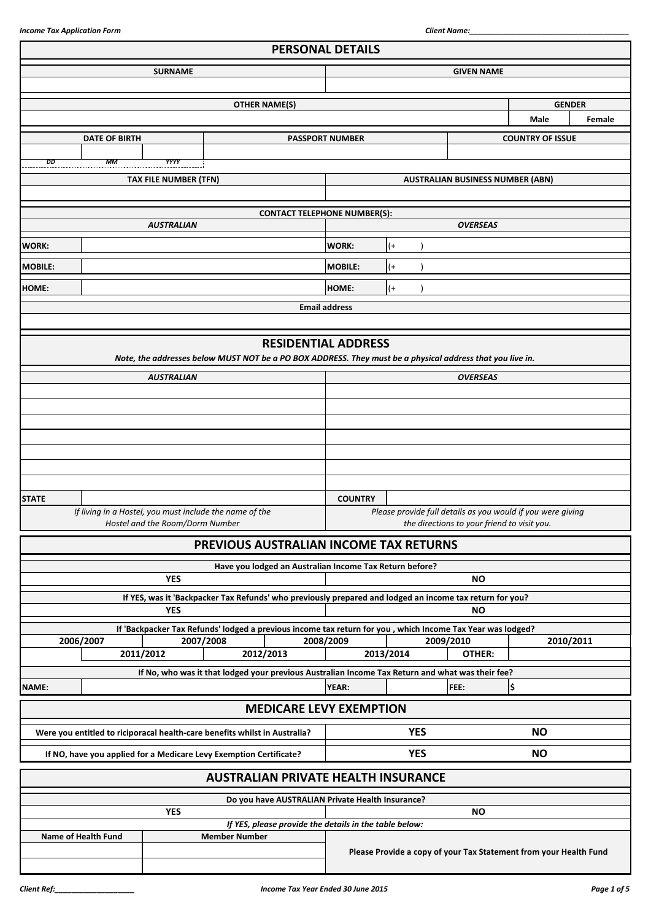## PERSONAL DETAILS

| SURNAME | GIVEN NAME |
|---|---|
| | |

| OTHER NAME(S) | GENDER | |
|---|---|---|
| | Male | Female |

| DATE OF BIRTH | | | PASSPORT NUMBER | COUNTRY OF ISSUE |
|---|---|---|---|---|
| | | | | |
| DD | MM | YYYY | | |

| TAX FILE NUMBER (TFN) | AUSTRALIAN BUSINESS NUMBER (ABN) |
|---|---|
| | |

**CONTACT TELEPHONE NUMBER(S):**

| *AUSTRALIAN* | | *OVERSEAS* | |
|---|---|---|---|
| WORK: | | WORK: | (+ ) |
| MOBILE: | | MOBILE: | (+ ) |
| HOME: | | HOME: | (+ ) |

| Email address |
|---|
| |

## RESIDENTIAL ADDRESS

***Note, the addresses below MUST NOT be a PO BOX ADDRESS. They must be a physical address that you live in.***

| *AUSTRALIAN* | | *OVERSEAS* | |
|---|---|---|---|
| | | | |
| | | | |
| | | | |
| | | | |
| | | | |
| | | | |
| | | | |
| STATE | | COUNTRY | |
| *If living in a Hostel, you must include the name of the Hostel and the Room/Dorm Number* | | *Please provide full details as you would if you were giving the directions to your friend to visit you.* | |

## PREVIOUS AUSTRALIAN INCOME TAX RETURNS

| Have you lodged an Australian Income Tax Return before? | |
|---|---|
| YES | NO |

| If YES, was it 'Backpacker Tax Refunds' who previously prepared and lodged an income tax return for you? | |
|---|---|
| YES | NO |

**If 'Backpacker Tax Refunds' lodged a previous income tax return for you , which Income Tax Year was lodged?**

| 2006/2007 | 2007/2008 | 2008/2009 | 2009/2010 | 2010/2011 |
|---|---|---|---|---|
| 2011/2012 | 2012/2013 | 2013/2014 | OTHER: | |

**If No, who was it that lodged your previous Australian Income Tax Return and what was their fee?**

| NAME: | | YEAR: | | FEE: | $ |
|---|---|---|---|---|---|

## MEDICARE LEVY EXEMPTION

| | | |
|---|---|---|
| Were you entitled to riciporacal health-care benefits whilst in Australia? | YES | NO |
| If NO, have you applied for a Medicare Levy Exemption Certificate? | YES | NO |

## AUSTRALIAN PRIVATE HEALTH INSURANCE

| Do you have AUSTRALIAN Private Health Insurance? | |
|---|---|
| YES | NO |

*If YES, please provide the details in the table below:*

| Name of Health Fund | Member Number | |
|---|---|---|
| | | Please Provide a copy of your Tax Statement from your Health Fund |
| | | |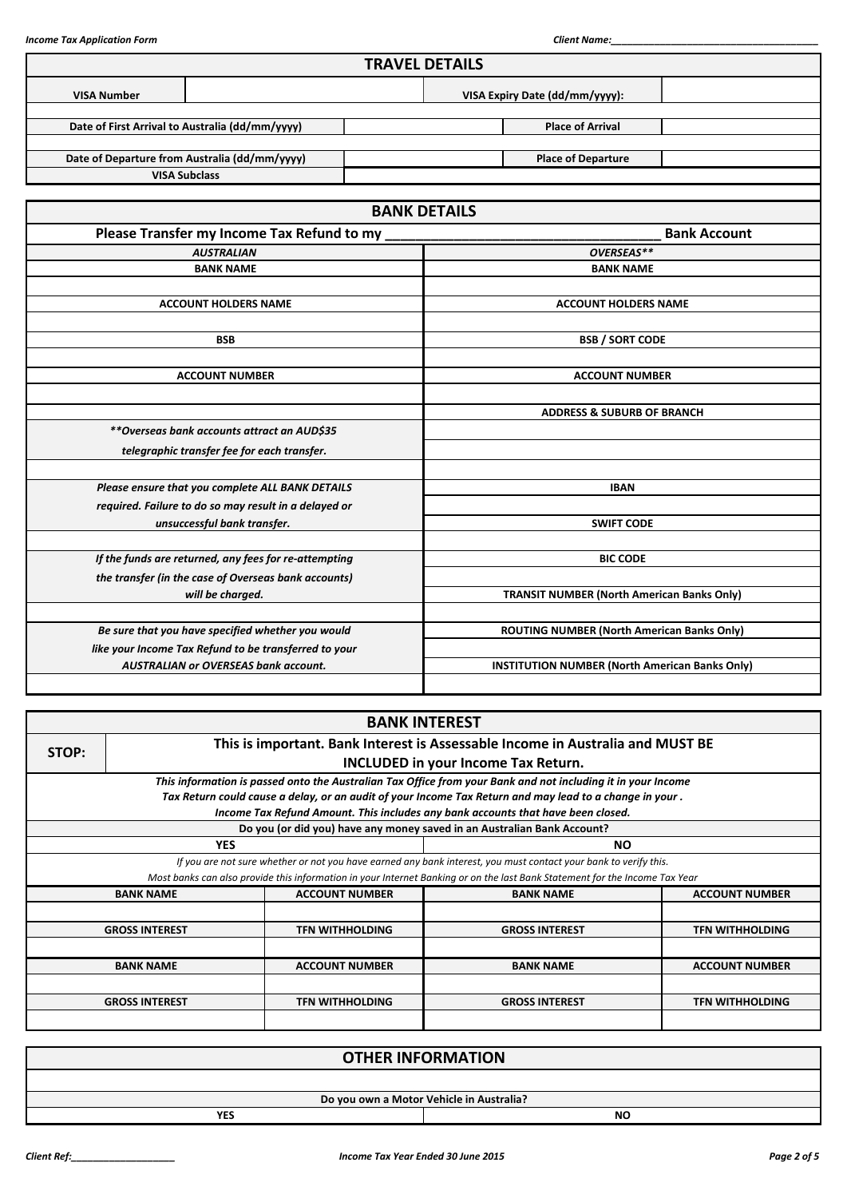## TRAVEL DETAILS

| VISA Number | | VISA Expiry Date (dd/mm/yyyy): | |
|---|---|---|---|
| Date of First Arrival to Australia (dd/mm/yyyy) | | Place of Arrival | |
| Date of Departure from Australia (dd/mm/yyyy) | | Place of Departure | |
| VISA Subclass | | | |

## BANK DETAILS

**Please Transfer my Income Tax Refund to my ___________________________________ Bank Account**

| *AUSTRALIAN* | *OVERSEAS\*\** |
|---|---|
| **BANK NAME** | **BANK NAME** |
| | |
| **ACCOUNT HOLDERS NAME** | **ACCOUNT HOLDERS NAME** |
| | |
| **BSB** | **BSB / SORT CODE** |
| | |
| **ACCOUNT NUMBER** | **ACCOUNT NUMBER** |
| | |
| | **ADDRESS & SUBURB OF BRANCH** |
| *\*\*Overseas bank accounts attract an AUD$35 telegraphic transfer fee for each transfer.* | |
| *Please ensure that you complete ALL BANK DETAILS required. Failure to do so may result in a delayed or unsuccessful bank transfer.* | **IBAN** |
| | **SWIFT CODE** |
| *If the funds are returned, any fees for re-attempting the transfer (in the case of Overseas bank accounts) will be charged.* | **BIC CODE** |
| | **TRANSIT NUMBER (North American Banks Only)** |
| *Be sure that you have specified whether you would like your Income Tax Refund to be transferred to your AUSTRALIAN or OVERSEAS bank account.* | **ROUTING NUMBER (North American Banks Only)** |
| | **INSTITUTION NUMBER (North American Banks Only)** |
| | |

## BANK INTEREST

**STOP:** **This is important. Bank Interest is Assessable Income in Australia and MUST BE INCLUDED in your Income Tax Return.**

***This information is passed onto the Australian Tax Office from your Bank and not including it in your Income Tax Return could cause a delay, or an audit of your Income Tax Return and may lead to a change in your . Income Tax Refund Amount. This includes any bank accounts that have been closed.***

**Do you (or did you) have any money saved in an Australian Bank Account?**

| YES | NO |
|---|---|

*If you are not sure whether or not you have earned any bank interest, you must contact your bank to verify this. Most banks can also provide this information in your Internet Banking or on the last Bank Statement for the Income Tax Year*

| BANK NAME | ACCOUNT NUMBER | BANK NAME | ACCOUNT NUMBER |
|---|---|---|---|
| | | | |
| **GROSS INTEREST** | **TFN WITHHOLDING** | **GROSS INTEREST** | **TFN WITHHOLDING** |
| | | | |
| **BANK NAME** | **ACCOUNT NUMBER** | **BANK NAME** | **ACCOUNT NUMBER** |
| | | | |
| **GROSS INTEREST** | **TFN WITHHOLDING** | **GROSS INTEREST** | **TFN WITHHOLDING** |
| | | | |

## OTHER INFORMATION

**Do you own a Motor Vehicle in Australia?**

| YES | NO |
|---|---|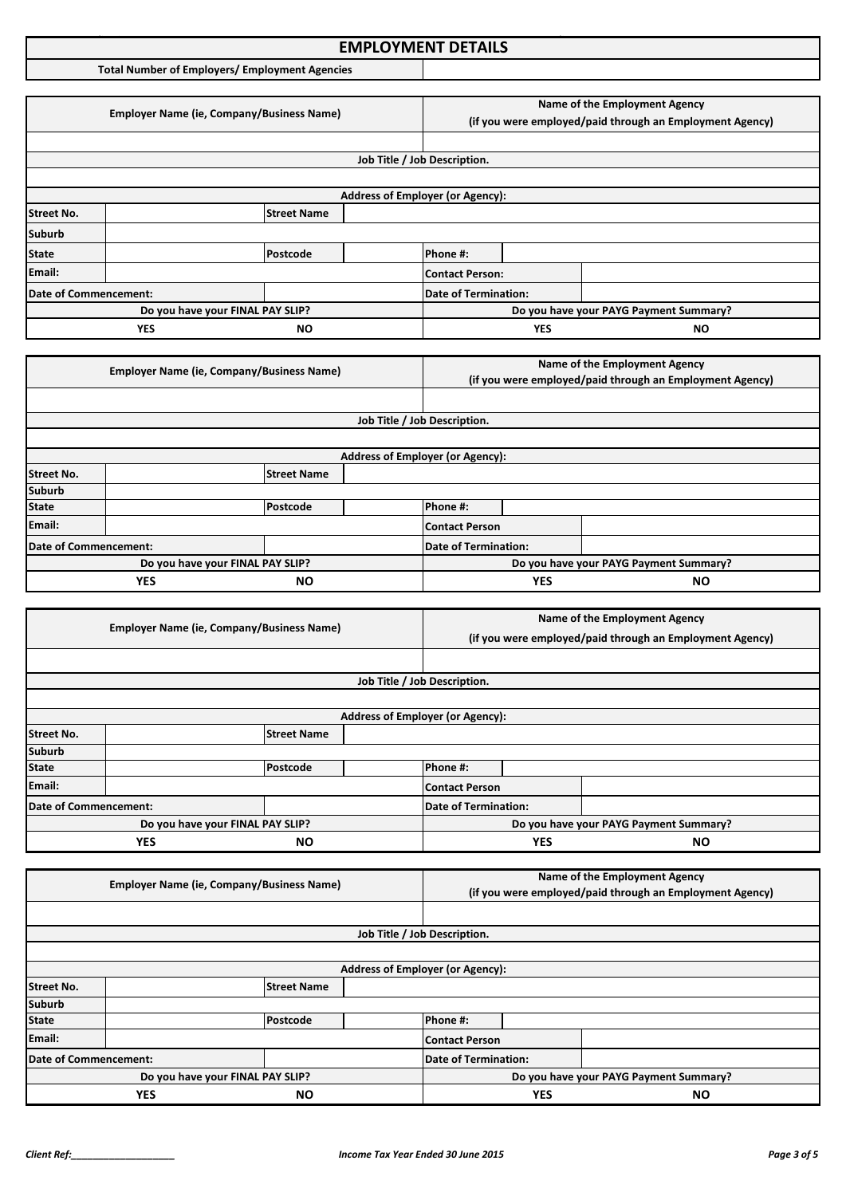# EMPLOYMENT DETAILS

| Total Number of Employers/ Employment Agencies | |
|---|---|

| Employer Name (ie, Company/Business Name) | | | | Name of the Employment Agency (if you were employed/paid through an Employment Agency) | |
|---|---|---|---|---|---|
| | | | | | |
| Job Title / Job Description. | | | | | |
| | | | | | |
| Address of Employer (or Agency): | | | | | |
| Street No. | | Street Name | | | |
| Suburb | | | | | |
| State | | Postcode | | Phone #: | |
| Email: | | | | Contact Person: | |
| Date of Commencement: | | | | Date of Termination: | |
| Do you have your FINAL PAY SLIP? | | | | Do you have your PAYG Payment Summary? | |
| YES | | NO | | YES | NO |

| Employer Name (ie, Company/Business Name) | | | | Name of the Employment Agency (if you were employed/paid through an Employment Agency) | |
|---|---|---|---|---|---|
| | | | | | |
| Job Title / Job Description. | | | | | |
| | | | | | |
| Address of Employer (or Agency): | | | | | |
| Street No. | | Street Name | | | |
| Suburb | | | | | |
| State | | Postcode | | Phone #: | |
| Email: | | | | Contact Person | |
| Date of Commencement: | | | | Date of Termination: | |
| Do you have your FINAL PAY SLIP? | | | | Do you have your PAYG Payment Summary? | |
| YES | | NO | | YES | NO |

| Employer Name (ie, Company/Business Name) | | | | Name of the Employment Agency (if you were employed/paid through an Employment Agency) | |
|---|---|---|---|---|---|
| | | | | | |
| Job Title / Job Description. | | | | | |
| | | | | | |
| Address of Employer (or Agency): | | | | | |
| Street No. | | Street Name | | | |
| Suburb | | | | | |
| State | | Postcode | | Phone #: | |
| Email: | | | | Contact Person | |
| Date of Commencement: | | | | Date of Termination: | |
| Do you have your FINAL PAY SLIP? | | | | Do you have your PAYG Payment Summary? | |
| YES | | NO | | YES | NO |

| Employer Name (ie, Company/Business Name) | | | | Name of the Employment Agency (if you were employed/paid through an Employment Agency) | |
|---|---|---|---|---|---|
| | | | | | |
| Job Title / Job Description. | | | | | |
| | | | | | |
| Address of Employer (or Agency): | | | | | |
| Street No. | | Street Name | | | |
| Suburb | | | | | |
| State | | Postcode | | Phone #: | |
| Email: | | | | Contact Person | |
| Date of Commencement: | | | | Date of Termination: | |
| Do you have your FINAL PAY SLIP? | | | | Do you have your PAYG Payment Summary? | |
| YES | | NO | | YES | NO |

*Client Ref:___________________* *Income Tax Year Ended 30 June 2015*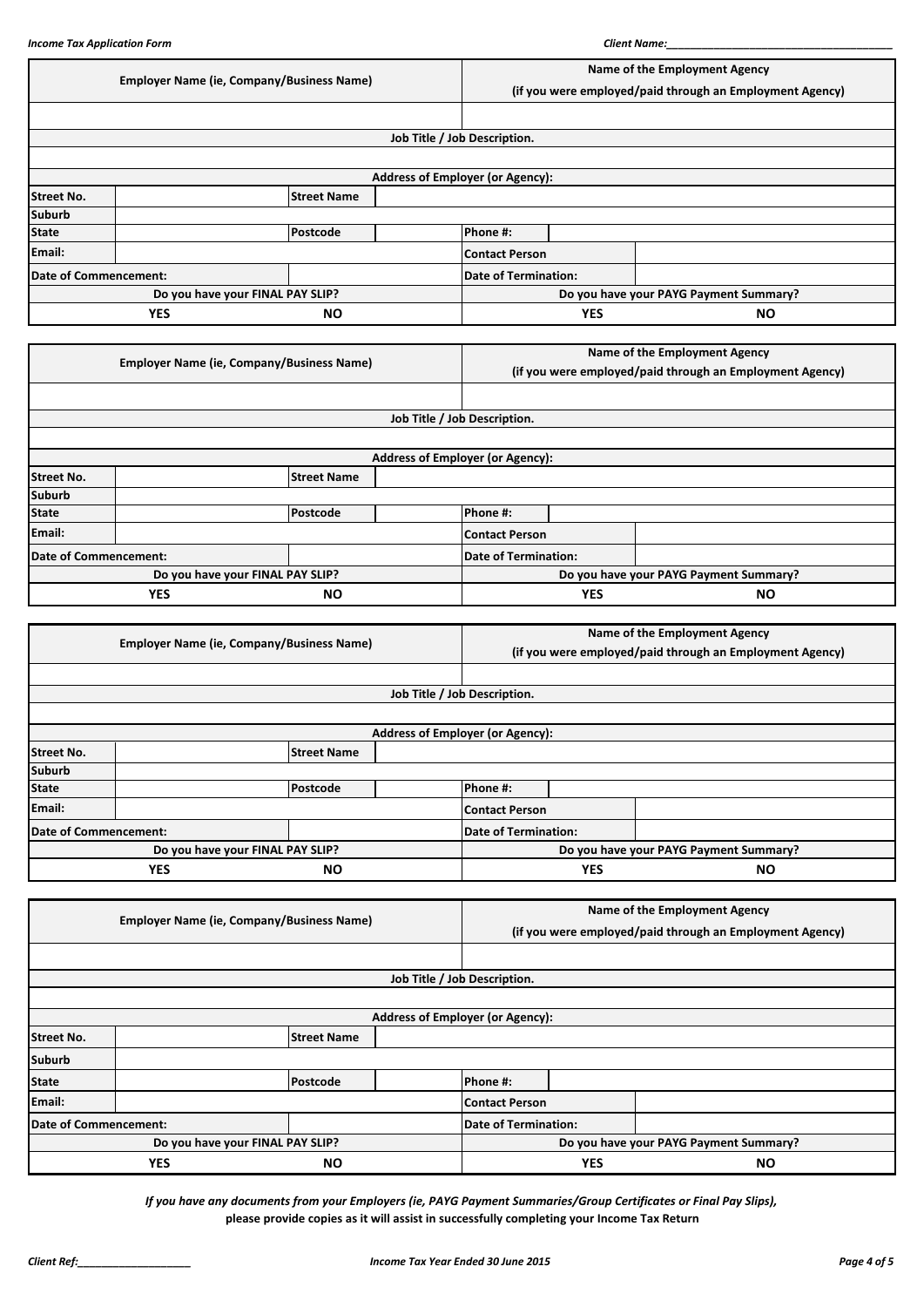| Employer Name (ie, Company/Business Name) | | | | Name of the Employment Agency (if you were employed/paid through an Employment Agency) | | |
|---|---|---|---|---|---|---|
| | | | | | | |
| Job Title / Job Description. | | | | | | |
| | | | | | | |
| Address of Employer (or Agency): | | | | | | |
| Street No. | | Street Name | | | | |
| Suburb | | | | | | |
| State | | Postcode | | Phone #: | | |
| Email: | | | | Contact Person | | |
| Date of Commencement: | | | | Date of Termination: | | |
| Do you have your FINAL PAY SLIP? | | | | Do you have your PAYG Payment Summary? | | |
| YES | | NO | | YES | | NO |

| Employer Name (ie, Company/Business Name) | | | | Name of the Employment Agency (if you were employed/paid through an Employment Agency) | | |
|---|---|---|---|---|---|---|
| | | | | | | |
| Job Title / Job Description. | | | | | | |
| | | | | | | |
| Address of Employer (or Agency): | | | | | | |
| Street No. | | Street Name | | | | |
| Suburb | | | | | | |
| State | | Postcode | | Phone #: | | |
| Email: | | | | Contact Person | | |
| Date of Commencement: | | | | Date of Termination: | | |
| Do you have your FINAL PAY SLIP? | | | | Do you have your PAYG Payment Summary? | | |
| YES | | NO | | YES | | NO |

| Employer Name (ie, Company/Business Name) | | | | Name of the Employment Agency (if you were employed/paid through an Employment Agency) | | |
|---|---|---|---|---|---|---|
| | | | | | | |
| Job Title / Job Description. | | | | | | |
| | | | | | | |
| Address of Employer (or Agency): | | | | | | |
| Street No. | | Street Name | | | | |
| Suburb | | | | | | |
| State | | Postcode | | Phone #: | | |
| Email: | | | | Contact Person | | |
| Date of Commencement: | | | | Date of Termination: | | |
| Do you have your FINAL PAY SLIP? | | | | Do you have your PAYG Payment Summary? | | |
| YES | | NO | | YES | | NO |

| Employer Name (ie, Company/Business Name) | | | | Name of the Employment Agency (if you were employed/paid through an Employment Agency) | | |
|---|---|---|---|---|---|---|
| | | | | | | |
| Job Title / Job Description. | | | | | | |
| | | | | | | |
| Address of Employer (or Agency): | | | | | | |
| Street No. | | Street Name | | | | |
| Suburb | | | | | | |
| State | | Postcode | | Phone #: | | |
| Email: | | | | Contact Person | | |
| Date of Commencement: | | | | Date of Termination: | | |
| Do you have your FINAL PAY SLIP? | | | | Do you have your PAYG Payment Summary? | | |
| YES | | NO | | YES | | NO |

*If you have any documents from your Employers (ie, PAYG Payment Summaries/Group Certificates or Final Pay Slips),*
**please provide copies as it will assist in successfully completing your Income Tax Return**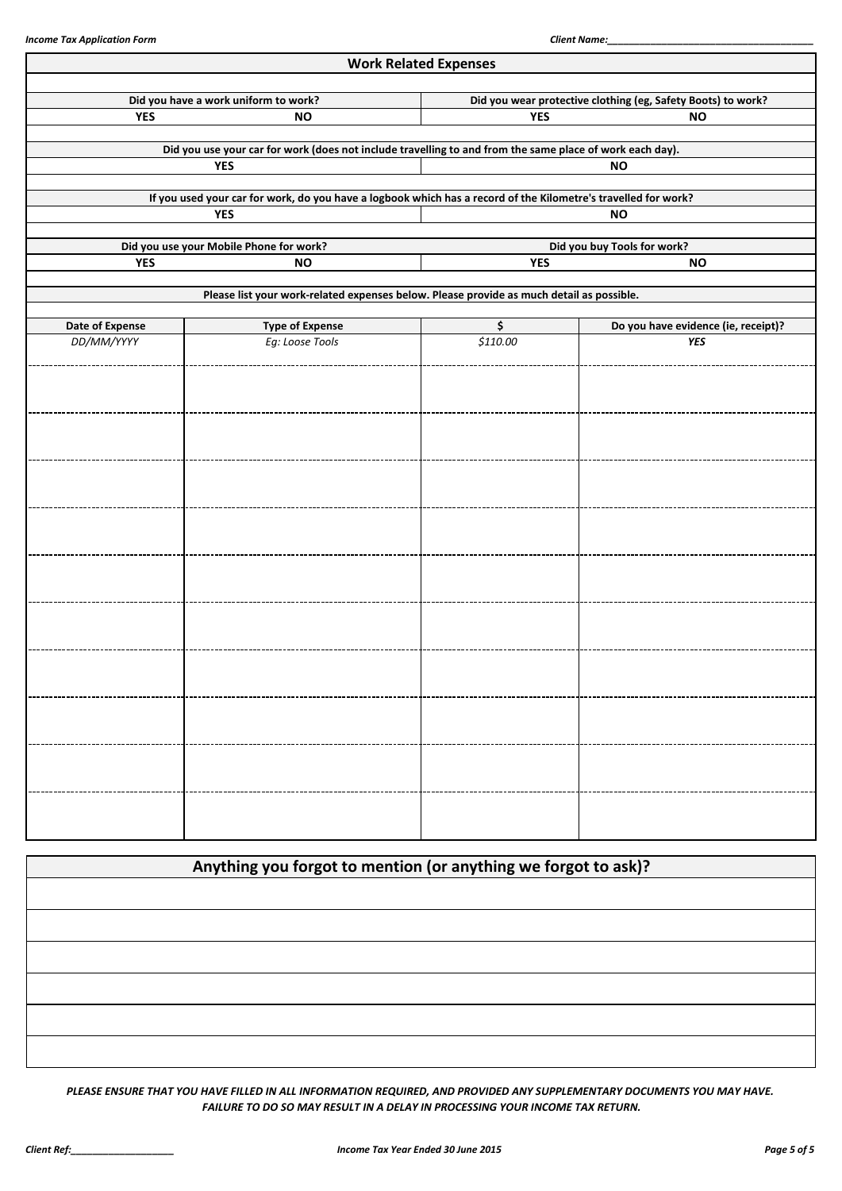## Work Related Expenses

| Did you have a work uniform to work? | | Did you wear protective clothing (eg, Safety Boots) to work? | |
|---|---|---|---|
| **YES** | **NO** | **YES** | **NO** |

| Did you use your car for work (does not include travelling to and from the same place of work each day). | |
|---|---|
| **YES** | **NO** |

| If you used your car for work, do you have a logbook which has a record of the Kilometre's travelled for work? | |
|---|---|
| **YES** | **NO** |

| Did you use your Mobile Phone for work? | | Did you buy Tools for work? | |
|---|---|---|---|
| **YES** | **NO** | **YES** | **NO** |

**Please list your work-related expenses below. Please provide as much detail as possible.**

| Date of Expense | Type of Expense | $ | Do you have evidence (ie, receipt)? |
|---|---|---|---|
| *DD/MM/YYYY* | *Eg: Loose Tools* | *$110.00* | ***YES*** |
| | | | |
| | | | |
| | | | |
| | | | |
| | | | |
| | | | |
| | | | |
| | | | |
| | | | |
| | | | |

## Anything you forgot to mention (or anything we forgot to ask)?

| |
|---|
| |
| |
| |
| |
| |
| |

***PLEASE ENSURE THAT YOU HAVE FILLED IN ALL INFORMATION REQUIRED, AND PROVIDED ANY SUPPLEMENTARY DOCUMENTS YOU MAY HAVE. FAILURE TO DO SO MAY RESULT IN A DELAY IN PROCESSING YOUR INCOME TAX RETURN.***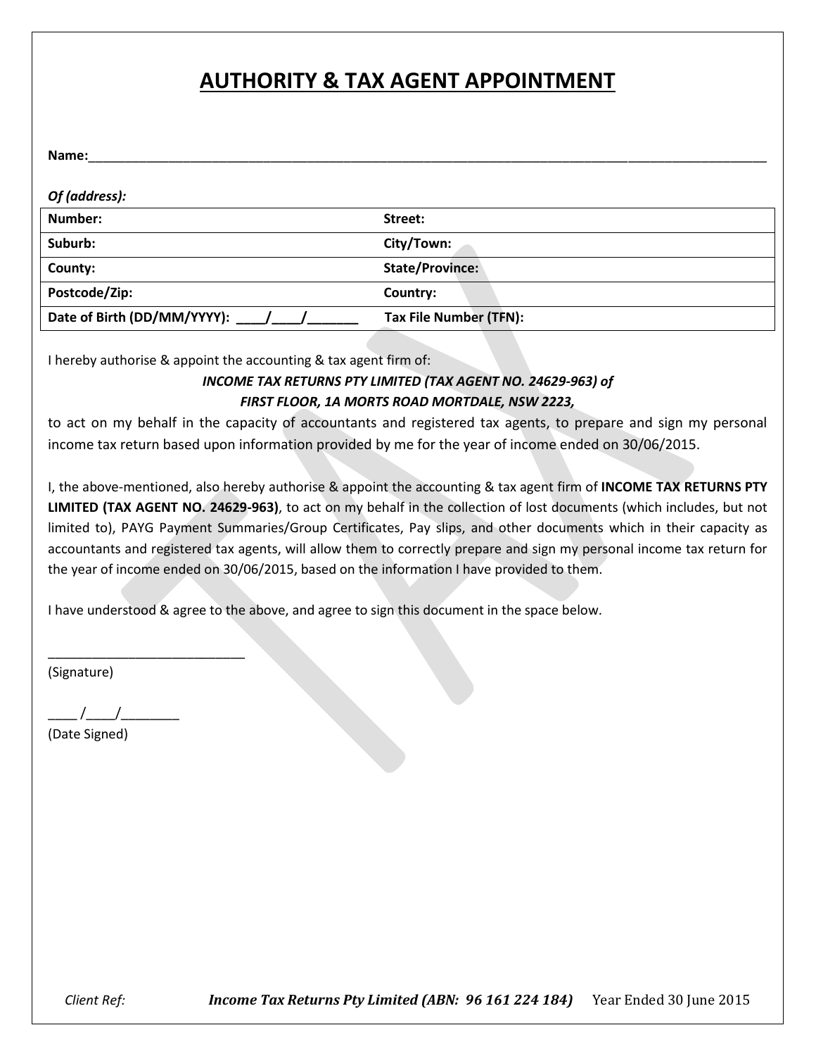# AUTHORITY & TAX AGENT APPOINTMENT

**Name:**___________________________________________________________________________________________

***Of (address):***

| | |
|---|---|
| **Number:** | **Street:** |
| **Suburb:** | **City/Town:** |
| **County:** | **State/Province:** |
| **Postcode/Zip:** | **Country:** |
| **Date of Birth (DD/MM/YYYY): ____/____/_______** | **Tax File Number (TFN):** |

I hereby authorise & appoint the accounting & tax agent firm of:

***INCOME TAX RETURNS PTY LIMITED (TAX AGENT NO. 24629-963) of***
***FIRST FLOOR, 1A MORTS ROAD MORTDALE, NSW 2223,***

to act on my behalf in the capacity of accountants and registered tax agents, to prepare and sign my personal income tax return based upon information provided by me for the year of income ended on 30/06/2015.

I, the above-mentioned, also hereby authorise & appoint the accounting & tax agent firm of **INCOME TAX RETURNS PTY LIMITED (TAX AGENT NO. 24629-963)**, to act on my behalf in the collection of lost documents (which includes, but not limited to), PAYG Payment Summaries/Group Certificates, Pay slips, and other documents which in their capacity as accountants and registered tax agents, will allow them to correctly prepare and sign my personal income tax return for the year of income ended on 30/06/2015, based on the information I have provided to them.

I have understood & agree to the above, and agree to sign this document in the space below.

___________________________
(Signature)

____ /____/________
(Date Signed)

*Client Ref:* ***Income Tax Returns Pty Limited (ABN: 96 161 224 184)*** Year Ended 30 June 2015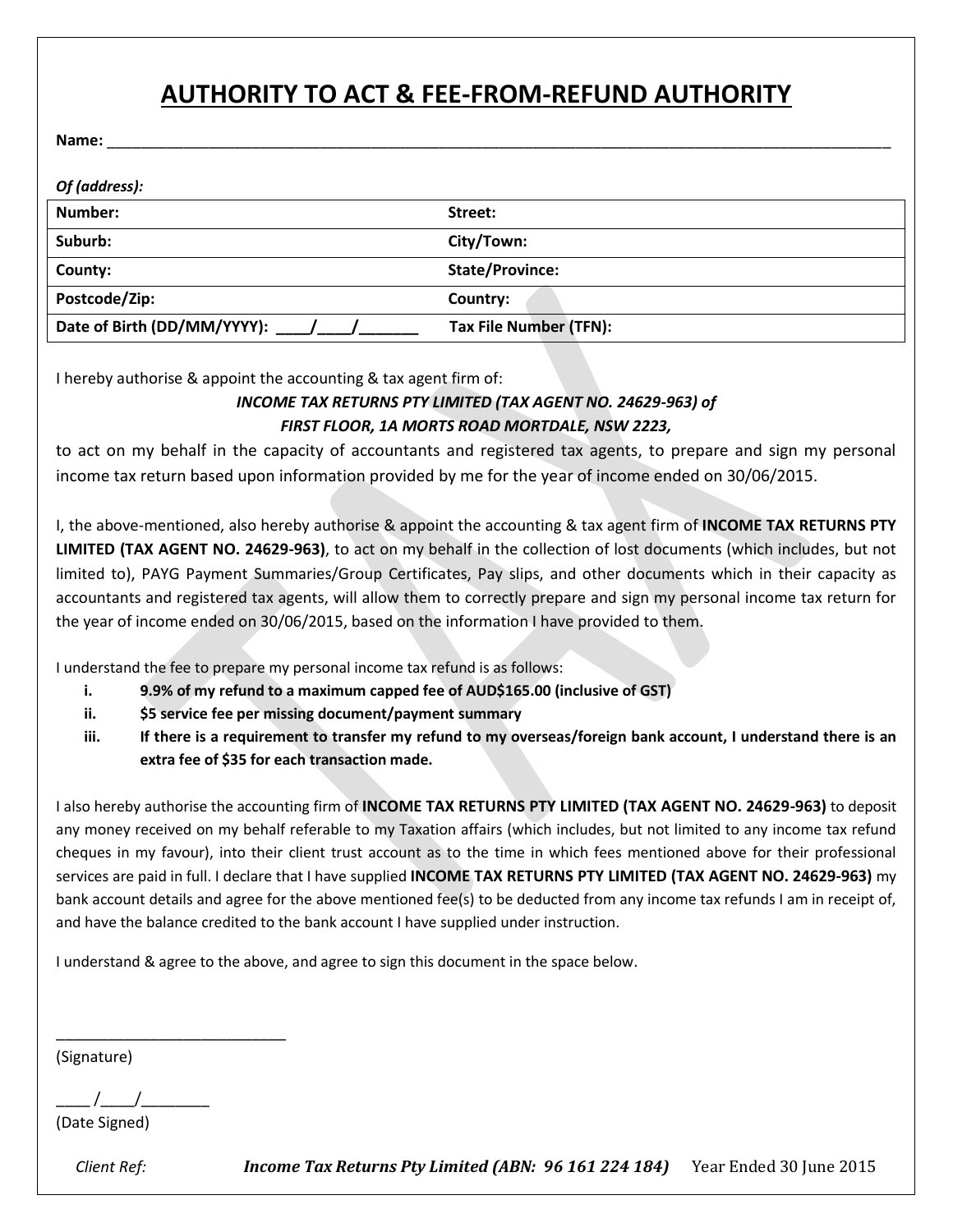# AUTHORITY TO ACT & FEE-FROM-REFUND AUTHORITY

**Name:** ____________________________________________________________________________________________

***Of (address):***

| | |
|---|---|
| **Number:** | **Street:** |
| **Suburb:** | **City/Town:** |
| **County:** | **State/Province:** |
| **Postcode/Zip:** | **Country:** |
| **Date of Birth (DD/MM/YYYY): ____/____/_______** | **Tax File Number (TFN):** |

I hereby authorise & appoint the accounting & tax agent firm of:

***INCOME TAX RETURNS PTY LIMITED (TAX AGENT NO. 24629-963) of***
***FIRST FLOOR, 1A MORTS ROAD MORTDALE, NSW 2223,***

to act on my behalf in the capacity of accountants and registered tax agents, to prepare and sign my personal income tax return based upon information provided by me for the year of income ended on 30/06/2015.

I, the above-mentioned, also hereby authorise & appoint the accounting & tax agent firm of **INCOME TAX RETURNS PTY LIMITED (TAX AGENT NO. 24629-963)**, to act on my behalf in the collection of lost documents (which includes, but not limited to), PAYG Payment Summaries/Group Certificates, Pay slips, and other documents which in their capacity as accountants and registered tax agents, will allow them to correctly prepare and sign my personal income tax return for the year of income ended on 30/06/2015, based on the information I have provided to them.

I understand the fee to prepare my personal income tax refund is as follows:

i. **9.9% of my refund to a maximum capped fee of AUD$165.00 (inclusive of GST)**
ii. **$5 service fee per missing document/payment summary**
iii. **If there is a requirement to transfer my refund to my overseas/foreign bank account, I understand there is an extra fee of $35 for each transaction made.**

I also hereby authorise the accounting firm of **INCOME TAX RETURNS PTY LIMITED (TAX AGENT NO. 24629-963)** to deposit any money received on my behalf referable to my Taxation affairs (which includes, but not limited to any income tax refund cheques in my favour), into their client trust account as to the time in which fees mentioned above for their professional services are paid in full. I declare that I have supplied **INCOME TAX RETURNS PTY LIMITED (TAX AGENT NO. 24629-963)** my bank account details and agree for the above mentioned fee(s) to be deducted from any income tax refunds I am in receipt of, and have the balance credited to the bank account I have supplied under instruction.

I understand & agree to the above, and agree to sign this document in the space below.

___________________________
(Signature)

____ /____/________
(Date Signed)

*Client Ref:* ***Income Tax Returns Pty Limited (ABN: 96 161 224 184)*** Year Ended 30 June 2015